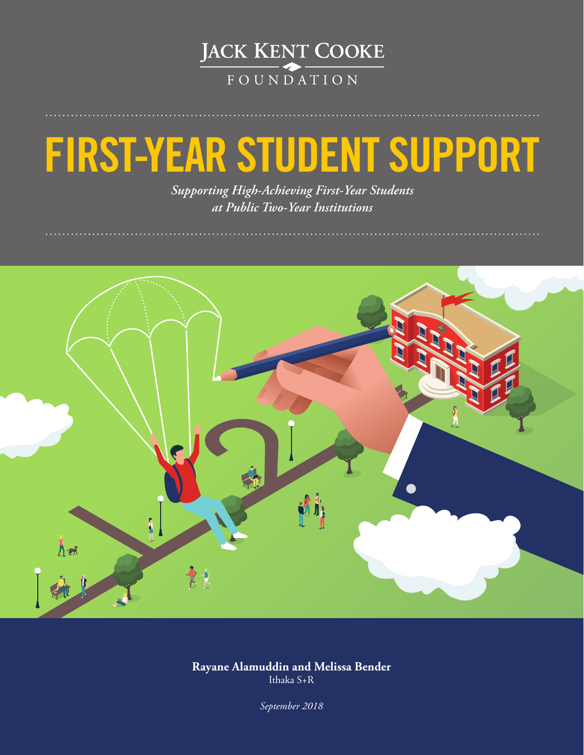Jack Kent Cooke Foundation

# FIRST-YEAR STUDENT SUPPORT

*Supporting High-Achieving First-Year Students at Public Two-Year Institutions*

**Rayane Alamuddin and Melissa Bender**
Ithaka S+R

*September 2018*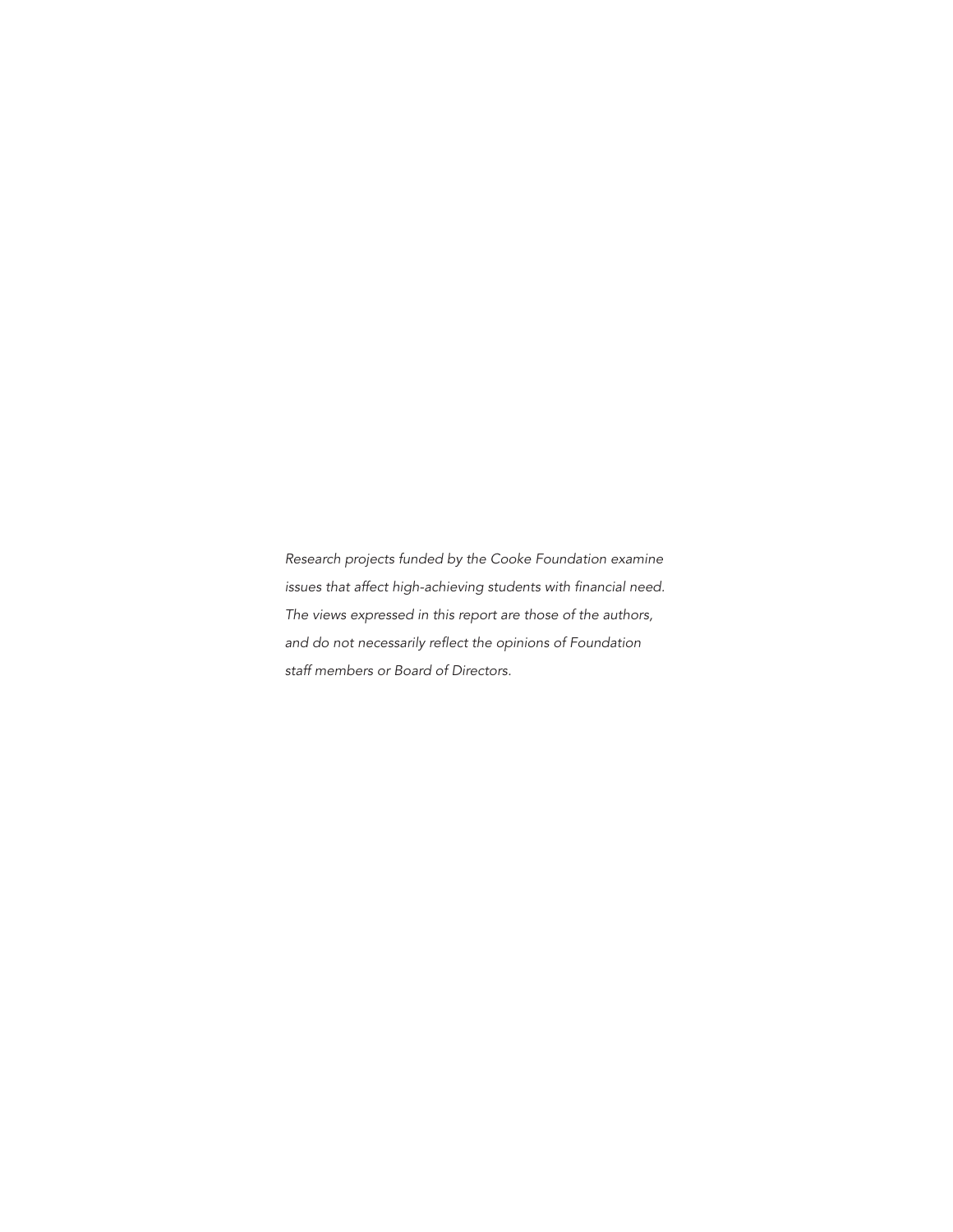*Research projects funded by the Cooke Foundation examine issues that affect high-achieving students with financial need. The views expressed in this report are those of the authors, and do not necessarily reflect the opinions of Foundation staff members or Board of Directors.*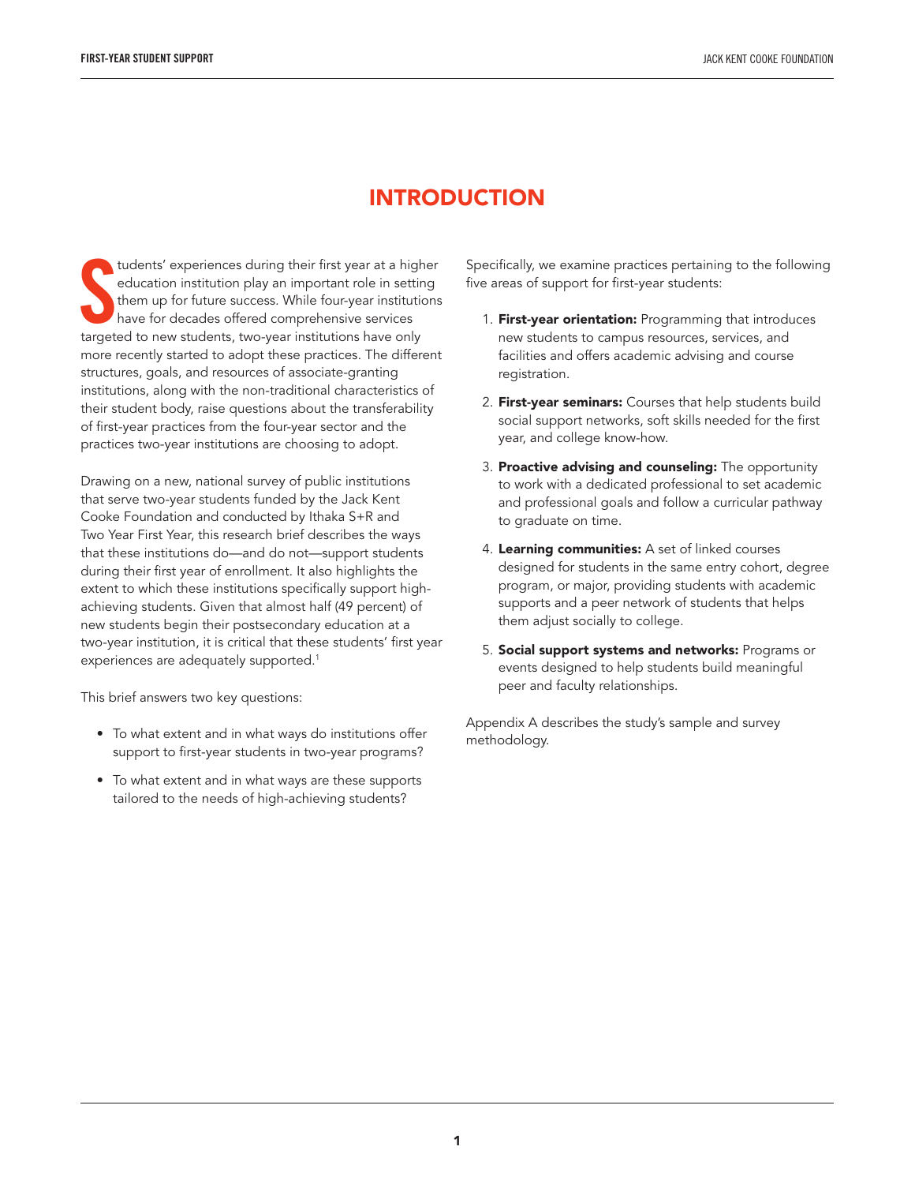# INTRODUCTION

Students' experiences during their first year at a higher education institution play an important role in setting them up for future success. While four-year institutions have for decades offered comprehensive services targeted to new students, two-year institutions have only more recently started to adopt these practices. The different structures, goals, and resources of associate-granting institutions, along with the non-traditional characteristics of their student body, raise questions about the transferability of first-year practices from the four-year sector and the practices two-year institutions are choosing to adopt.

Drawing on a new, national survey of public institutions that serve two-year students funded by the Jack Kent Cooke Foundation and conducted by Ithaka S+R and Two Year First Year, this research brief describes the ways that these institutions do—and do not—support students during their first year of enrollment. It also highlights the extent to which these institutions specifically support high-achieving students. Given that almost half (49 percent) of new students begin their postsecondary education at a two-year institution, it is critical that these students' first year experiences are adequately supported.[1]

This brief answers two key questions:

- To what extent and in what ways do institutions offer support to first-year students in two-year programs?
- To what extent and in what ways are these supports tailored to the needs of high-achieving students?

Specifically, we examine practices pertaining to the following five areas of support for first-year students:

1. **First-year orientation:** Programming that introduces new students to campus resources, services, and facilities and offers academic advising and course registration.
2. **First-year seminars:** Courses that help students build social support networks, soft skills needed for the first year, and college know-how.
3. **Proactive advising and counseling:** The opportunity to work with a dedicated professional to set academic and professional goals and follow a curricular pathway to graduate on time.
4. **Learning communities:** A set of linked courses designed for students in the same entry cohort, degree program, or major, providing students with academic supports and a peer network of students that helps them adjust socially to college.
5. **Social support systems and networks:** Programs or events designed to help students build meaningful peer and faculty relationships.

Appendix A describes the study's sample and survey methodology.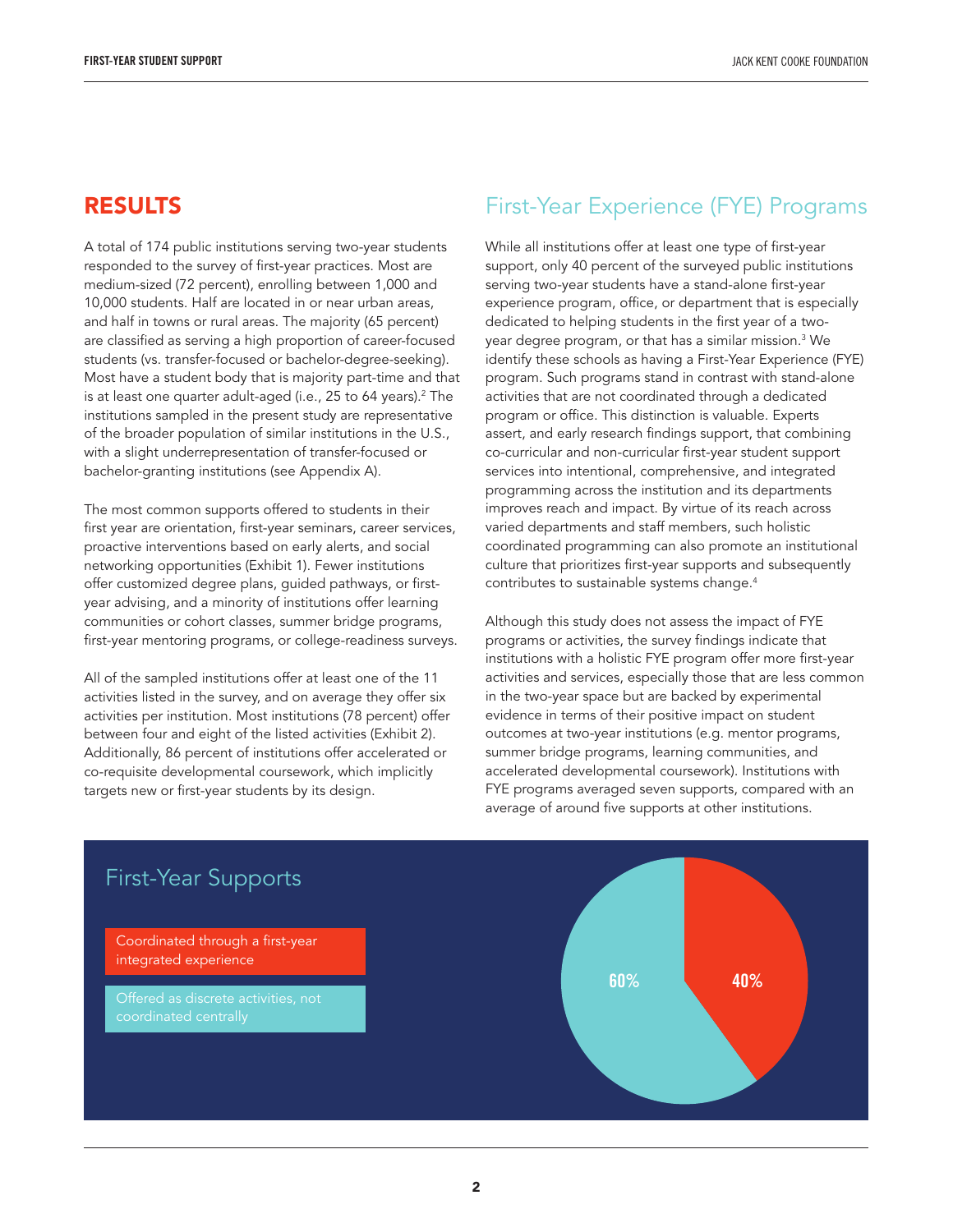## RESULTS

A total of 174 public institutions serving two-year students responded to the survey of first-year practices. Most are medium-sized (72 percent), enrolling between 1,000 and 10,000 students. Half are located in or near urban areas, and half in towns or rural areas. The majority (65 percent) are classified as serving a high proportion of career-focused students (vs. transfer-focused or bachelor-degree-seeking). Most have a student body that is majority part-time and that is at least one quarter adult-aged (i.e., 25 to 64 years).[2] The institutions sampled in the present study are representative of the broader population of similar institutions in the U.S., with a slight underrepresentation of transfer-focused or bachelor-granting institutions (see Appendix A).

The most common supports offered to students in their first year are orientation, first-year seminars, career services, proactive interventions based on early alerts, and social networking opportunities (Exhibit 1). Fewer institutions offer customized degree plans, guided pathways, or first-year advising, and a minority of institutions offer learning communities or cohort classes, summer bridge programs, first-year mentoring programs, or college-readiness surveys.

All of the sampled institutions offer at least one of the 11 activities listed in the survey, and on average they offer six activities per institution. Most institutions (78 percent) offer between four and eight of the listed activities (Exhibit 2). Additionally, 86 percent of institutions offer accelerated or co-requisite developmental coursework, which implicitly targets new or first-year students by its design.

## First-Year Experience (FYE) Programs

While all institutions offer at least one type of first-year support, only 40 percent of the surveyed public institutions serving two-year students have a stand-alone first-year experience program, office, or department that is especially dedicated to helping students in the first year of a two-year degree program, or that has a similar mission.[3] We identify these schools as having a First-Year Experience (FYE) program. Such programs stand in contrast with stand-alone activities that are not coordinated through a dedicated program or office. This distinction is valuable. Experts assert, and early research findings support, that combining co-curricular and non-curricular first-year student support services into intentional, comprehensive, and integrated programming across the institution and its departments improves reach and impact. By virtue of its reach across varied departments and staff members, such holistic coordinated programming can also promote an institutional culture that prioritizes first-year supports and subsequently contributes to sustainable systems change.[4]

Although this study does not assess the impact of FYE programs or activities, the survey findings indicate that institutions with a holistic FYE program offer more first-year activities and services, especially those that are less common in the two-year space but are backed by experimental evidence in terms of their positive impact on student outcomes at two-year institutions (e.g. mentor programs, summer bridge programs, learning communities, and accelerated developmental coursework). Institutions with FYE programs averaged seven supports, compared with an average of around five supports at other institutions.

### First-Year Supports

- Coordinated through a first-year integrated experience: 40%
- Offered as discrete activities, not coordinated centrally: 60%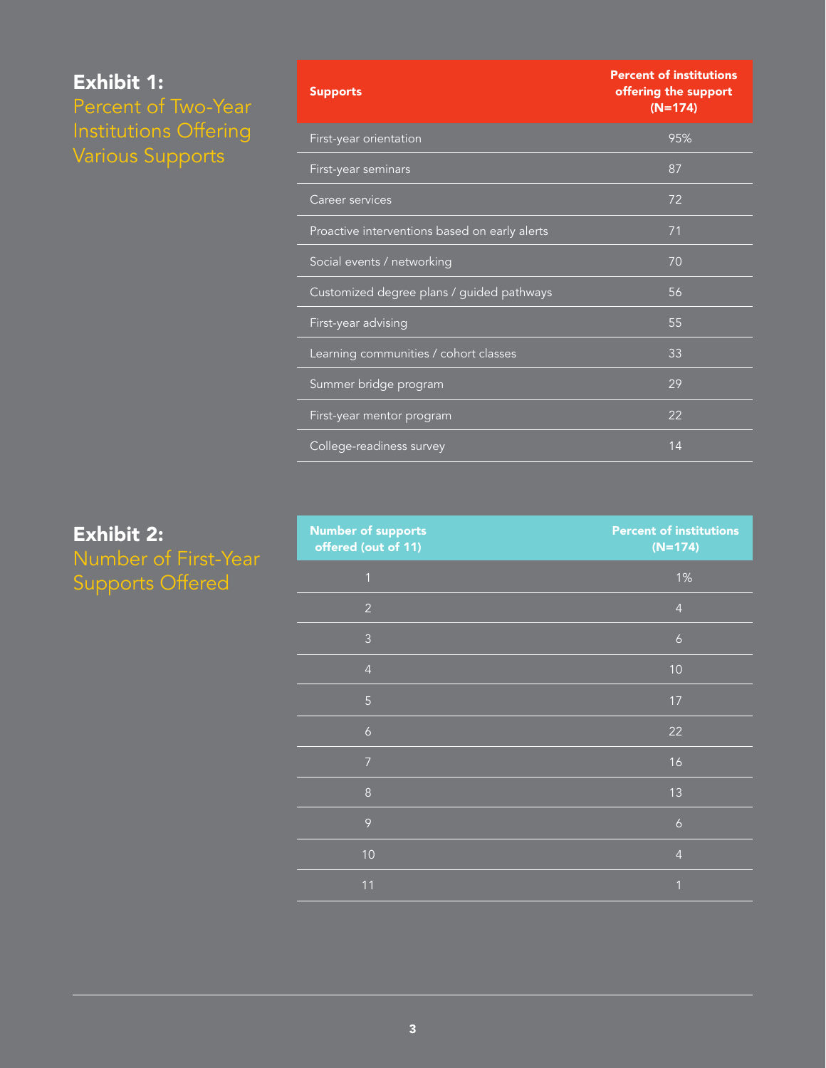## Exhibit 1: Percent of Two-Year Institutions Offering Various Supports

| Supports | Percent of institutions offering the support (N=174) |
|---|---|
| First-year orientation | 95% |
| First-year seminars | 87 |
| Career services | 72 |
| Proactive interventions based on early alerts | 71 |
| Social events / networking | 70 |
| Customized degree plans / guided pathways | 56 |
| First-year advising | 55 |
| Learning communities / cohort classes | 33 |
| Summer bridge program | 29 |
| First-year mentor program | 22 |
| College-readiness survey | 14 |

## Exhibit 2: Number of First-Year Supports Offered

| Number of supports offered (out of 11) | Percent of institutions (N=174) |
|---|---|
| 1 | 1% |
| 2 | 4 |
| 3 | 6 |
| 4 | 10 |
| 5 | 17 |
| 6 | 22 |
| 7 | 16 |
| 8 | 13 |
| 9 | 6 |
| 10 | 4 |
| 11 | 1 |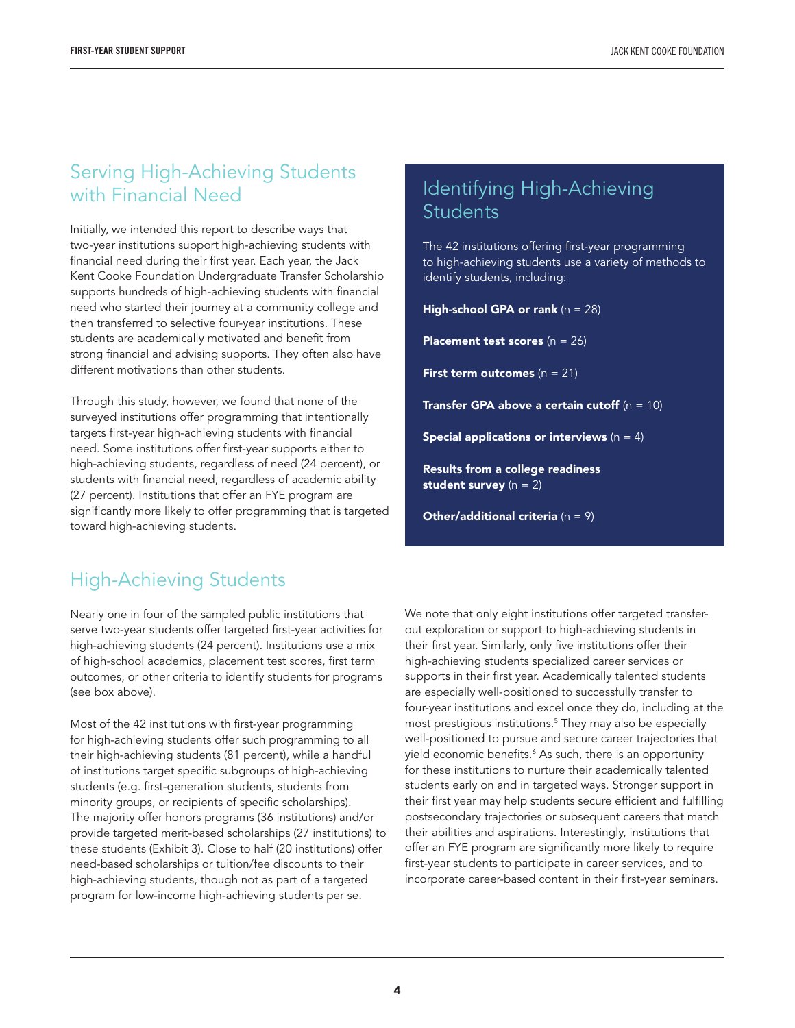## Serving High-Achieving Students with Financial Need

Initially, we intended this report to describe ways that two-year institutions support high-achieving students with financial need during their first year. Each year, the Jack Kent Cooke Foundation Undergraduate Transfer Scholarship supports hundreds of high-achieving students with financial need who started their journey at a community college and then transferred to selective four-year institutions. These students are academically motivated and benefit from strong financial and advising supports. They often also have different motivations than other students.

Through this study, however, we found that none of the surveyed institutions offer programming that intentionally targets first-year high-achieving students with financial need. Some institutions offer first-year supports either to high-achieving students, regardless of need (24 percent), or students with financial need, regardless of academic ability (27 percent). Institutions that offer an FYE program are significantly more likely to offer programming that is targeted toward high-achieving students.

## Identifying High-Achieving Students

The 42 institutions offering first-year programming to high-achieving students use a variety of methods to identify students, including:

**High-school GPA or rank** (n = 28)

**Placement test scores** (n = 26)

**First term outcomes** (n = 21)

**Transfer GPA above a certain cutoff** (n = 10)

**Special applications or interviews** (n = 4)

**Results from a college readiness student survey** (n = 2)

**Other/additional criteria** (n = 9)

## High-Achieving Students

Nearly one in four of the sampled public institutions that serve two-year students offer targeted first-year activities for high-achieving students (24 percent). Institutions use a mix of high-school academics, placement test scores, first term outcomes, or other criteria to identify students for programs (see box above).

Most of the 42 institutions with first-year programming for high-achieving students offer such programming to all their high-achieving students (81 percent), while a handful of institutions target specific subgroups of high-achieving students (e.g. first-generation students, students from minority groups, or recipients of specific scholarships). The majority offer honors programs (36 institutions) and/or provide targeted merit-based scholarships (27 institutions) to these students (Exhibit 3). Close to half (20 institutions) offer need-based scholarships or tuition/fee discounts to their high-achieving students, though not as part of a targeted program for low-income high-achieving students per se.

We note that only eight institutions offer targeted transfer-out exploration or support to high-achieving students in their first year. Similarly, only five institutions offer their high-achieving students specialized career services or supports in their first year. Academically talented students are especially well-positioned to successfully transfer to four-year institutions and excel once they do, including at the most prestigious institutions.[5] They may also be especially well-positioned to pursue and secure career trajectories that yield economic benefits.[6] As such, there is an opportunity for these institutions to nurture their academically talented students early on and in targeted ways. Stronger support in their first year may help students secure efficient and fulfilling postsecondary trajectories or subsequent careers that match their abilities and aspirations. Interestingly, institutions that offer an FYE program are significantly more likely to require first-year students to participate in career services, and to incorporate career-based content in their first-year seminars.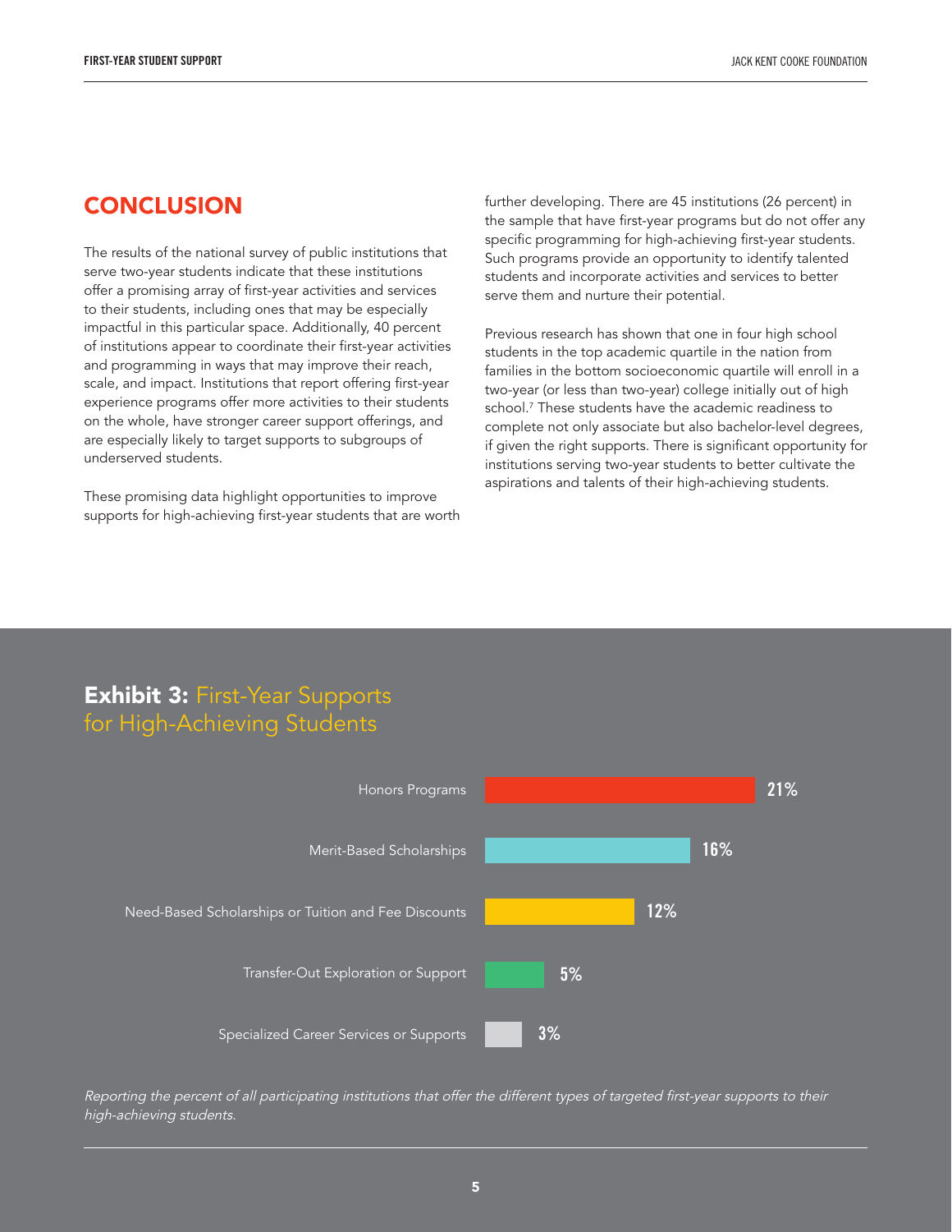## CONCLUSION

The results of the national survey of public institutions that serve two-year students indicate that these institutions offer a promising array of first-year activities and services to their students, including ones that may be especially impactful in this particular space. Additionally, 40 percent of institutions appear to coordinate their first-year activities and programming in ways that may improve their reach, scale, and impact. Institutions that report offering first-year experience programs offer more activities to their students on the whole, have stronger career support offerings, and are especially likely to target supports to subgroups of underserved students.

These promising data highlight opportunities to improve supports for high-achieving first-year students that are worth further developing. There are 45 institutions (26 percent) in the sample that have first-year programs but do not offer any specific programming for high-achieving first-year students. Such programs provide an opportunity to identify talented students and incorporate activities and services to better serve them and nurture their potential.

Previous research has shown that one in four high school students in the top academic quartile in the nation from families in the bottom socioeconomic quartile will enroll in a two-year (or less than two-year) college initially out of high school.[7] These students have the academic readiness to complete not only associate but also bachelor-level degrees, if given the right supports. There is significant opportunity for institutions serving two-year students to better cultivate the aspirations and talents of their high-achieving students.

### Exhibit 3: First-Year Supports for High-Achieving Students

| Support | Percent |
|---|---|
| Honors Programs | 21% |
| Merit-Based Scholarships | 16% |
| Need-Based Scholarships or Tuition and Fee Discounts | 12% |
| Transfer-Out Exploration or Support | 5% |
| Specialized Career Services or Supports | 3% |

*Reporting the percent of all participating institutions that offer the different types of targeted first-year supports to their high-achieving students.*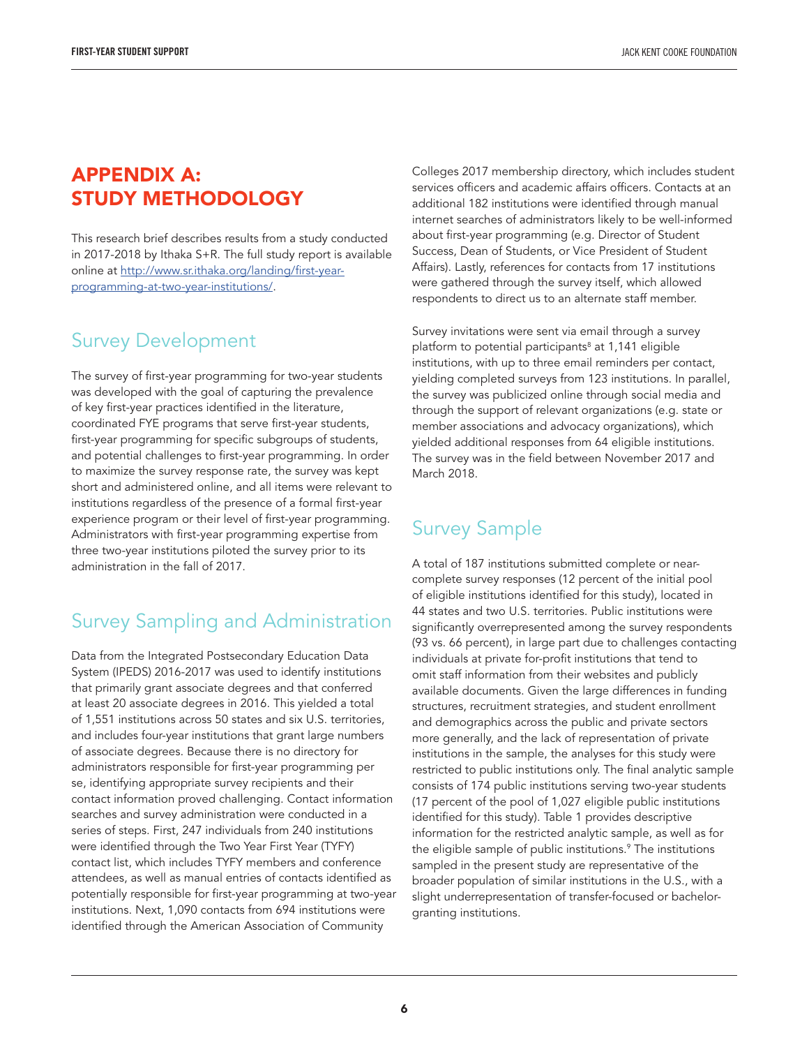# APPENDIX A: STUDY METHODOLOGY

This research brief describes results from a study conducted in 2017-2018 by Ithaka S+R. The full study report is available online at [http://www.sr.ithaka.org/landing/first-year-programming-at-two-year-institutions/](http://www.sr.ithaka.org/landing/first-year-programming-at-two-year-institutions/).

## Survey Development

The survey of first-year programming for two-year students was developed with the goal of capturing the prevalence of key first-year practices identified in the literature, coordinated FYE programs that serve first-year students, first-year programming for specific subgroups of students, and potential challenges to first-year programming. In order to maximize the survey response rate, the survey was kept short and administered online, and all items were relevant to institutions regardless of the presence of a formal first-year experience program or their level of first-year programming. Administrators with first-year programming expertise from three two-year institutions piloted the survey prior to its administration in the fall of 2017.

## Survey Sampling and Administration

Data from the Integrated Postsecondary Education Data System (IPEDS) 2016-2017 was used to identify institutions that primarily grant associate degrees and that conferred at least 20 associate degrees in 2016. This yielded a total of 1,551 institutions across 50 states and six U.S. territories, and includes four-year institutions that grant large numbers of associate degrees. Because there is no directory for administrators responsible for first-year programming per se, identifying appropriate survey recipients and their contact information proved challenging. Contact information searches and survey administration were conducted in a series of steps. First, 247 individuals from 240 institutions were identified through the Two Year First Year (TYFY) contact list, which includes TYFY members and conference attendees, as well as manual entries of contacts identified as potentially responsible for first-year programming at two-year institutions. Next, 1,090 contacts from 694 institutions were identified through the American Association of Community Colleges 2017 membership directory, which includes student services officers and academic affairs officers. Contacts at an additional 182 institutions were identified through manual internet searches of administrators likely to be well-informed about first-year programming (e.g. Director of Student Success, Dean of Students, or Vice President of Student Affairs). Lastly, references for contacts from 17 institutions were gathered through the survey itself, which allowed respondents to direct us to an alternate staff member.

Survey invitations were sent via email through a survey platform to potential participants[8] at 1,141 eligible institutions, with up to three email reminders per contact, yielding completed surveys from 123 institutions. In parallel, the survey was publicized online through social media and through the support of relevant organizations (e.g. state or member associations and advocacy organizations), which yielded additional responses from 64 eligible institutions. The survey was in the field between November 2017 and March 2018.

## Survey Sample

A total of 187 institutions submitted complete or near-complete survey responses (12 percent of the initial pool of eligible institutions identified for this study), located in 44 states and two U.S. territories. Public institutions were significantly overrepresented among the survey respondents (93 vs. 66 percent), in large part due to challenges contacting individuals at private for-profit institutions that tend to omit staff information from their websites and publicly available documents. Given the large differences in funding structures, recruitment strategies, and student enrollment and demographics across the public and private sectors more generally, and the lack of representation of private institutions in the sample, the analyses for this study were restricted to public institutions only. The final analytic sample consists of 174 public institutions serving two-year students (17 percent of the pool of 1,027 eligible public institutions identified for this study). Table 1 provides descriptive information for the restricted analytic sample, as well as for the eligible sample of public institutions.[9] The institutions sampled in the present study are representative of the broader population of similar institutions in the U.S., with a slight underrepresentation of transfer-focused or bachelor-granting institutions.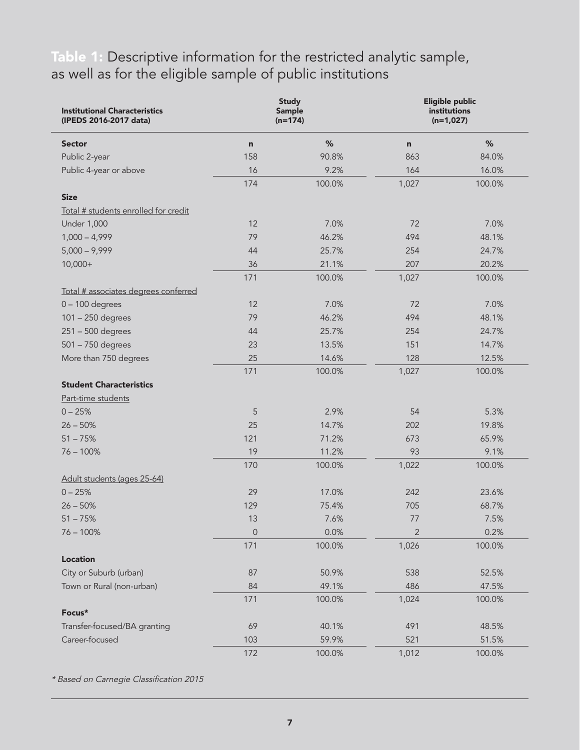## Table 1: Descriptive information for the restricted analytic sample, as well as for the eligible sample of public institutions

| Institutional Characteristics (IPEDS 2016-2017 data) | Study Sample (n=174) | | Eligible public institutions (n=1,027) | |
|---|---|---|---|---|
| **Sector** | **n** | **%** | **n** | **%** |
| Public 2-year | 158 | 90.8% | 863 | 84.0% |
| Public 4-year or above | 16 | 9.2% | 164 | 16.0% |
| | 174 | 100.0% | 1,027 | 100.0% |
| **Size** | | | | |
| Total # students enrolled for credit | | | | |
| Under 1,000 | 12 | 7.0% | 72 | 7.0% |
| 1,000 – 4,999 | 79 | 46.2% | 494 | 48.1% |
| 5,000 – 9,999 | 44 | 25.7% | 254 | 24.7% |
| 10,000+ | 36 | 21.1% | 207 | 20.2% |
| | 171 | 100.0% | 1,027 | 100.0% |
| Total # associates degrees conferred | | | | |
| 0 – 100 degrees | 12 | 7.0% | 72 | 7.0% |
| 101 – 250 degrees | 79 | 46.2% | 494 | 48.1% |
| 251 – 500 degrees | 44 | 25.7% | 254 | 24.7% |
| 501 – 750 degrees | 23 | 13.5% | 151 | 14.7% |
| More than 750 degrees | 25 | 14.6% | 128 | 12.5% |
| | 171 | 100.0% | 1,027 | 100.0% |
| **Student Characteristics** | | | | |
| Part-time students | | | | |
| 0 – 25% | 5 | 2.9% | 54 | 5.3% |
| 26 – 50% | 25 | 14.7% | 202 | 19.8% |
| 51 – 75% | 121 | 71.2% | 673 | 65.9% |
| 76 – 100% | 19 | 11.2% | 93 | 9.1% |
| | 170 | 100.0% | 1,022 | 100.0% |
| Adult students (ages 25-64) | | | | |
| 0 – 25% | 29 | 17.0% | 242 | 23.6% |
| 26 – 50% | 129 | 75.4% | 705 | 68.7% |
| 51 – 75% | 13 | 7.6% | 77 | 7.5% |
| 76 – 100% | 0 | 0.0% | 2 | 0.2% |
| | 171 | 100.0% | 1,026 | 100.0% |
| **Location** | | | | |
| City or Suburb (urban) | 87 | 50.9% | 538 | 52.5% |
| Town or Rural (non-urban) | 84 | 49.1% | 486 | 47.5% |
| | 171 | 100.0% | 1,024 | 100.0% |
| **Focus*** | | | | |
| Transfer-focused/BA granting | 69 | 40.1% | 491 | 48.5% |
| Career-focused | 103 | 59.9% | 521 | 51.5% |
| | 172 | 100.0% | 1,012 | 100.0% |

*\* Based on Carnegie Classification 2015*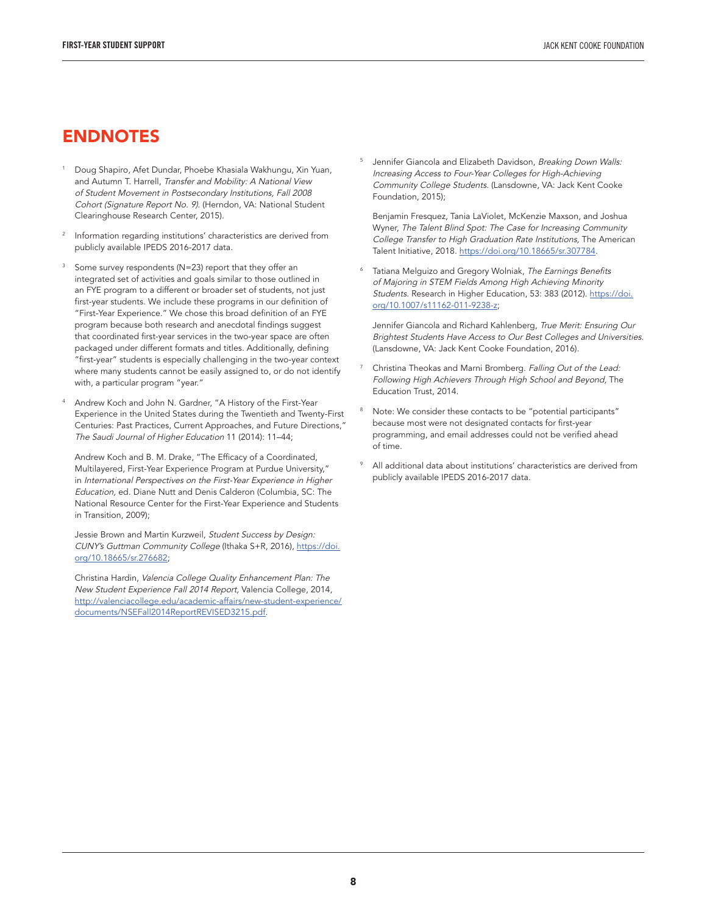## ENDNOTES

1. Doug Shapiro, Afet Dundar, Phoebe Khasiala Wakhungu, Xin Yuan, and Autumn T. Harrell, *Transfer and Mobility: A National View of Student Movement in Postsecondary Institutions, Fall 2008 Cohort (Signature Report No. 9).* (Herndon, VA: National Student Clearinghouse Research Center, 2015).

2. Information regarding institutions' characteristics are derived from publicly available IPEDS 2016-2017 data.

3. Some survey respondents (N=23) report that they offer an integrated set of activities and goals similar to those outlined in an FYE program to a different or broader set of students, not just first-year students. We include these programs in our definition of "First-Year Experience." We chose this broad definition of an FYE program because both research and anecdotal findings suggest that coordinated first-year services in the two-year space are often packaged under different formats and titles. Additionally, defining "first-year" students is especially challenging in the two-year context where many students cannot be easily assigned to, or do not identify with, a particular program "year."

4. Andrew Koch and John N. Gardner, "A History of the First-Year Experience in the United States during the Twentieth and Twenty-First Centuries: Past Practices, Current Approaches, and Future Directions," *The Saudi Journal of Higher Education* 11 (2014): 11–44;

   Andrew Koch and B. M. Drake, "The Efficacy of a Coordinated, Multilayered, First-Year Experience Program at Purdue University," in *International Perspectives on the First-Year Experience in Higher Education,* ed. Diane Nutt and Denis Calderon (Columbia, SC: The National Resource Center for the First-Year Experience and Students in Transition, 2009);

   Jessie Brown and Martin Kurzweil, *Student Success by Design: CUNY's Guttman Community College* (Ithaka S+R, 2016), https://doi.org/10.18665/sr.276682;

   Christina Hardin, *Valencia College Quality Enhancement Plan: The New Student Experience Fall 2014 Report,* Valencia College, 2014, http://valenciacollege.edu/academic-affairs/new-student-experience/documents/NSEFall2014ReportREVISED3215.pdf.

5. Jennifer Giancola and Elizabeth Davidson, *Breaking Down Walls: Increasing Access to Four-Year Colleges for High-Achieving Community College Students.* (Lansdowne, VA: Jack Kent Cooke Foundation, 2015);

   Benjamin Fresquez, Tania LaViolet, McKenzie Maxson, and Joshua Wyner, *The Talent Blind Spot: The Case for Increasing Community College Transfer to High Graduation Rate Institutions,* The American Talent Initiative, 2018. https://doi.org/10.18665/sr.307784.

6. Tatiana Melguizo and Gregory Wolniak, *The Earnings Benefits of Majoring in STEM Fields Among High Achieving Minority Students.* Research in Higher Education, 53: 383 (2012). https://doi.org/10.1007/s11162-011-9238-z;

   Jennifer Giancola and Richard Kahlenberg, *True Merit: Ensuring Our Brightest Students Have Access to Our Best Colleges and Universities.* (Lansdowne, VA: Jack Kent Cooke Foundation, 2016).

7. Christina Theokas and Marni Bromberg. *Falling Out of the Lead: Following High Achievers Through High School and Beyond,* The Education Trust, 2014.

8. Note: We consider these contacts to be "potential participants" because most were not designated contacts for first-year programming, and email addresses could not be verified ahead of time.

9. All additional data about institutions' characteristics are derived from publicly available IPEDS 2016-2017 data.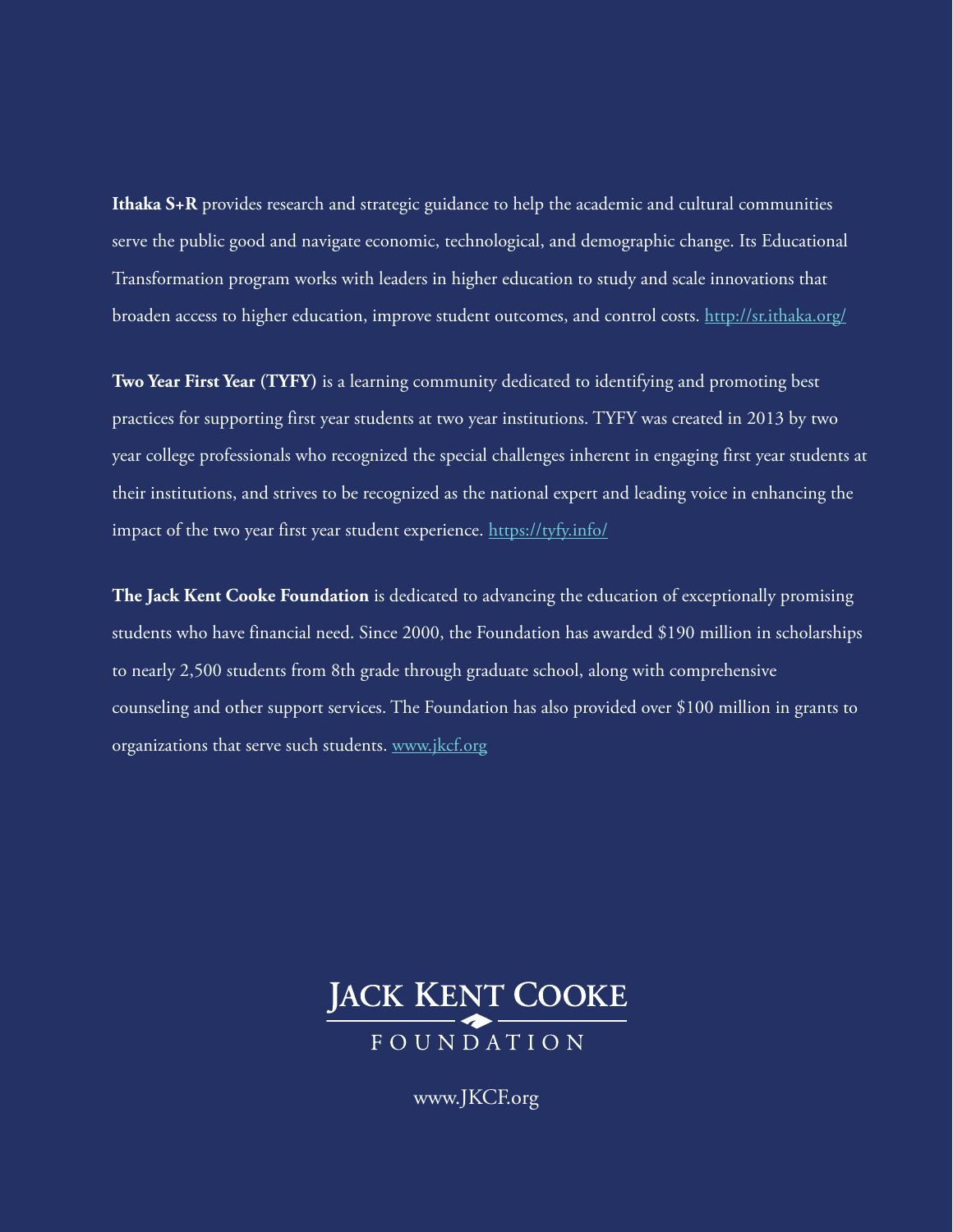**Ithaka S+R** provides research and strategic guidance to help the academic and cultural communities serve the public good and navigate economic, technological, and demographic change. Its Educational Transformation program works with leaders in higher education to study and scale innovations that broaden access to higher education, improve student outcomes, and control costs. http://sr.ithaka.org/

**Two Year First Year (TYFY)** is a learning community dedicated to identifying and promoting best practices for supporting first year students at two year institutions. TYFY was created in 2013 by two year college professionals who recognized the special challenges inherent in engaging first year students at their institutions, and strives to be recognized as the national expert and leading voice in enhancing the impact of the two year first year student experience. https://tyfy.info/

**The Jack Kent Cooke Foundation** is dedicated to advancing the education of exceptionally promising students who have financial need. Since 2000, the Foundation has awarded $190 million in scholarships to nearly 2,500 students from 8th grade through graduate school, along with comprehensive counseling and other support services. The Foundation has also provided over $100 million in grants to organizations that serve such students. www.jkcf.org

JACK KENT COOKE FOUNDATION

www.JKCF.org